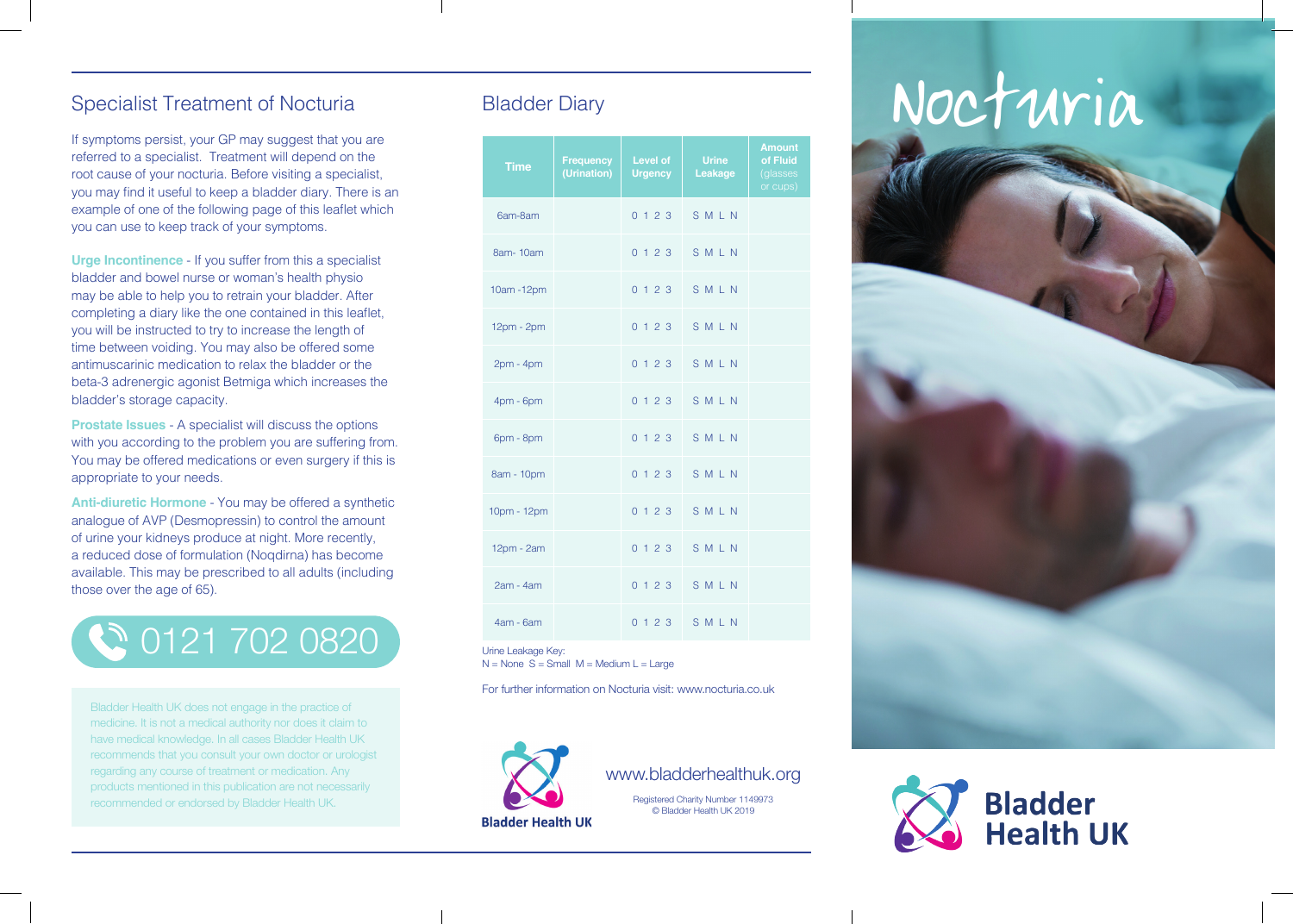## Specialist Treatment of Nocturia

If symptoms persist, your GP may suggest that you are referred to a specialist. Treatment will depend on the root cause of your nocturia. Before visiting a specialist, you may find it useful to keep a bladder diary. There is an example of one of the following page of this leaflet which you can use to keep track of your symptoms.

**Urge Incontinence** - If you suffer from this a specialist bladder and bowel nurse or woman's health physio may be able to help you to retrain your bladder. After completing a diary like the one contained in this leaflet, you will be instructed to try to increase the length of time between voiding. You may also be offered some antimuscarinic medication to relax the bladder or the beta-3 adrenergic agonist Betmiga which increases the bladder's storage capacity.

**Prostate Issues** - A specialist will discuss the options with you according to the problem you are suffering from. You may be offered medications or even surgery if this is appropriate to your needs.

**Anti-diuretic Hormone** - You may be offered a synthetic analogue of AVP (Desmopressin) to control the amount of urine your kidneys produce at night. More recently, a reduced dose of formulation (Noqdirna) has become available. This may be prescribed to all adults (including those over the age of 65).

0121 702 0820

Bladder Health UK does not engage in the practice of medicine. It is not a medical authority nor does it claim to have medical knowledge. In all cases Bladder Health UK recommends that you consult your own doctor or urologist regarding any course of treatment or medication. Any products mentioned in this publication are not necessarily recommended or endorsed by Bladder Health UK.

## Bladder Diary

| Time | Frequency (Urination) | Level of Urgency | Urine Leakage | Amount of Fluid (glasses or cups) |
|---|---|---|---|---|
| 6am-8am | | 0 1 2 3 | S M L N | |
| 8am- 10am | | 0 1 2 3 | S M L N | |
| 10am -12pm | | 0 1 2 3 | S M L N | |
| 12pm - 2pm | | 0 1 2 3 | S M L N | |
| 2pm - 4pm | | 0 1 2 3 | S M L N | |
| 4pm - 6pm | | 0 1 2 3 | S M L N | |
| 6pm - 8pm | | 0 1 2 3 | S M L N | |
| 8am - 10pm | | 0 1 2 3 | S M L N | |
| 10pm - 12pm | | 0 1 2 3 | S M L N | |
| 12pm - 2am | | 0 1 2 3 | S M L N | |
| 2am - 4am | | 0 1 2 3 | S M L N | |
| 4am - 6am | | 0 1 2 3 | S M L N | |

Urine Leakage Key:
N = None S = Small M = Medium L = Large

For further information on Nocturia visit: www.nocturia.co.uk

Bladder Health UK

www.bladderhealthuk.org

Registered Charity Number 1149973
© Bladder Health UK 2019

# Nocturia

**Bladder Health UK**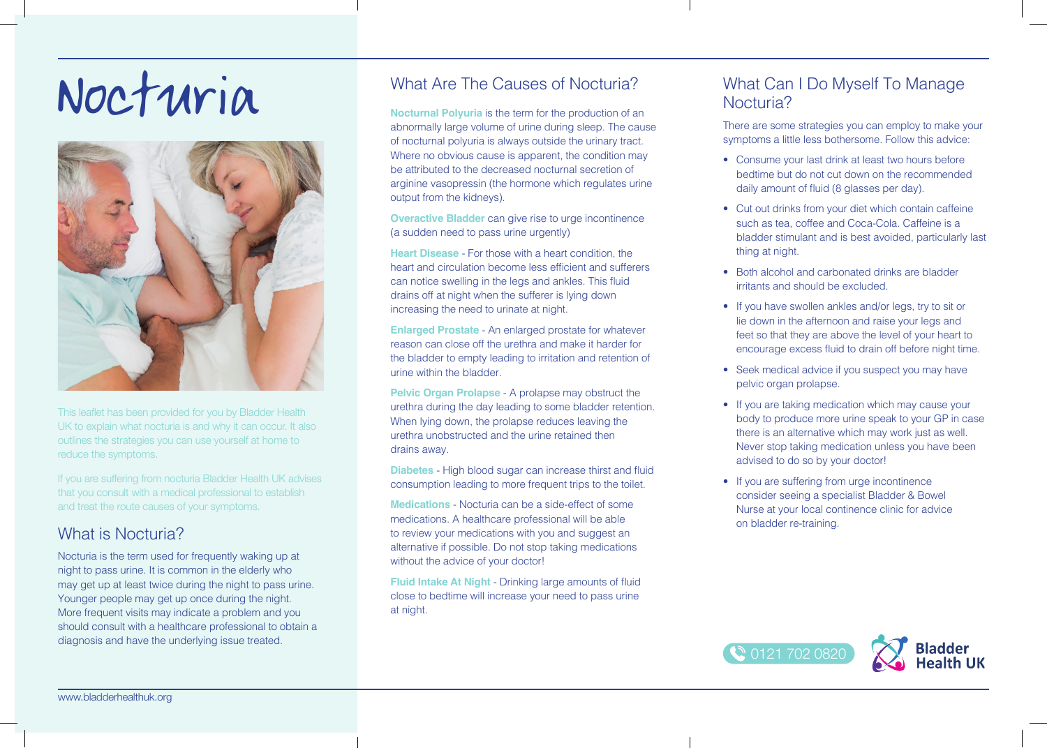# Nocturia

This leaflet has been provided for you by Bladder Health UK to explain what nocturia is and why it can occur. It also outlines the strategies you can use yourself at home to reduce the symptoms.

If you are suffering from nocturia Bladder Health UK advises that you consult with a medical professional to establish and treat the route causes of your symptoms.

## What is Nocturia?

Nocturia is the term used for frequently waking up at night to pass urine. It is common in the elderly who may get up at least twice during the night to pass urine. Younger people may get up once during the night. More frequent visits may indicate a problem and you should consult with a healthcare professional to obtain a diagnosis and have the underlying issue treated.

www.bladderhealthuk.org

## What Are The Causes of Nocturia?

**Nocturnal Polyuria** is the term for the production of an abnormally large volume of urine during sleep. The cause of nocturnal polyuria is always outside the urinary tract. Where no obvious cause is apparent, the condition may be attributed to the decreased nocturnal secretion of arginine vasopressin (the hormone which regulates urine output from the kidneys).

**Overactive Bladder** can give rise to urge incontinence (a sudden need to pass urine urgently)

**Heart Disease** - For those with a heart condition, the heart and circulation become less efficient and sufferers can notice swelling in the legs and ankles. This fluid drains off at night when the sufferer is lying down increasing the need to urinate at night.

**Enlarged Prostate** - An enlarged prostate for whatever reason can close off the urethra and make it harder for the bladder to empty leading to irritation and retention of urine within the bladder.

**Pelvic Organ Prolapse** - A prolapse may obstruct the urethra during the day leading to some bladder retention. When lying down, the prolapse reduces leaving the urethra unobstructed and the urine retained then drains away.

**Diabetes** - High blood sugar can increase thirst and fluid consumption leading to more frequent trips to the toilet.

**Medications** - Nocturia can be a side-effect of some medications. A healthcare professional will be able to review your medications with you and suggest an alternative if possible. Do not stop taking medications without the advice of your doctor!

**Fluid Intake At Night** - Drinking large amounts of fluid close to bedtime will increase your need to pass urine at night.

## What Can I Do Myself To Manage Nocturia?

There are some strategies you can employ to make your symptoms a little less bothersome. Follow this advice:

- Consume your last drink at least two hours before bedtime but do not cut down on the recommended daily amount of fluid (8 glasses per day).
- Cut out drinks from your diet which contain caffeine such as tea, coffee and Coca-Cola. Caffeine is a bladder stimulant and is best avoided, particularly last thing at night.
- Both alcohol and carbonated drinks are bladder irritants and should be excluded.
- If you have swollen ankles and/or legs, try to sit or lie down in the afternoon and raise your legs and feet so that they are above the level of your heart to encourage excess fluid to drain off before night time.
- Seek medical advice if you suspect you may have pelvic organ prolapse.
- If you are taking medication which may cause your body to produce more urine speak to your GP in case there is an alternative which may work just as well. Never stop taking medication unless you have been advised to do so by your doctor!
- If you are suffering from urge incontinence consider seeing a specialist Bladder & Bowel Nurse at your local continence clinic for advice on bladder re-training.

0121 702 0820

Bladder Health UK